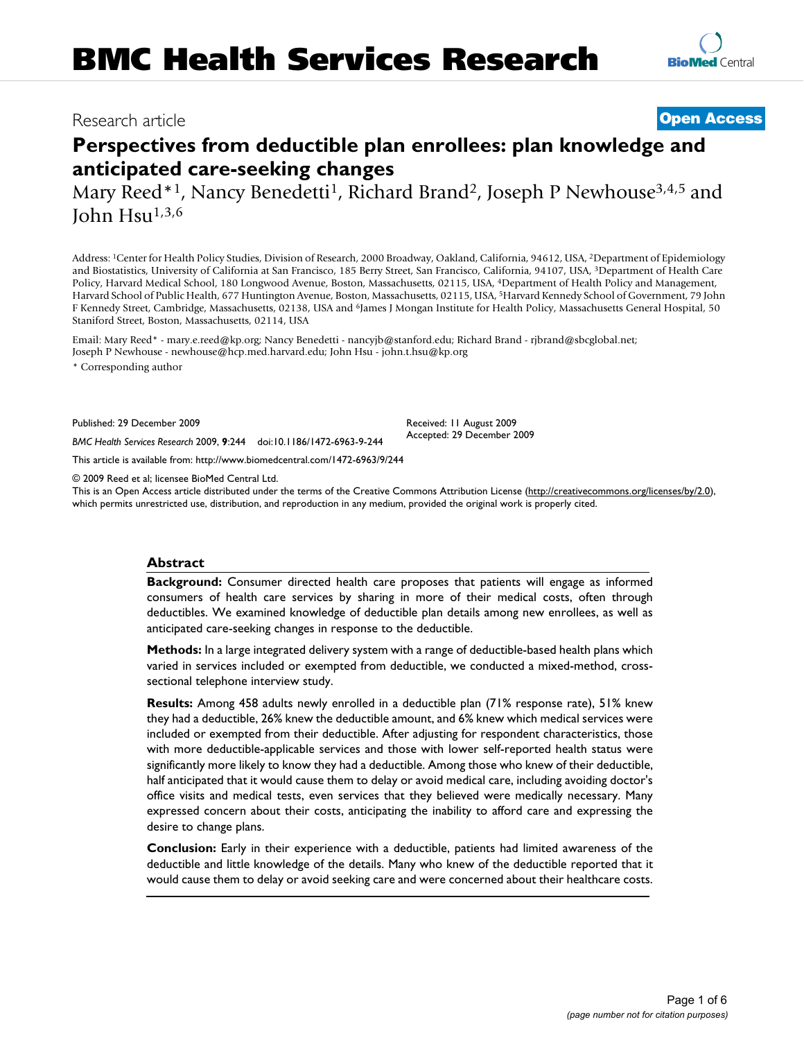# BMC Health Services Research

Research article

**Open Access**

# Perspectives from deductible plan enrollees: plan knowledge and anticipated care-seeking changes

Mary Reed*[1], Nancy Benedetti[1], Richard Brand[2], Joseph P Newhouse[3,4,5] and John Hsu[1,3,6]

Address: [1]Center for Health Policy Studies, Division of Research, 2000 Broadway, Oakland, California, 94612, USA, [2]Department of Epidemiology and Biostatistics, University of California at San Francisco, 185 Berry Street, San Francisco, California, 94107, USA, [3]Department of Health Care Policy, Harvard Medical School, 180 Longwood Avenue, Boston, Massachusetts, 02115, USA, [4]Department of Health Policy and Management, Harvard School of Public Health, 677 Huntington Avenue, Boston, Massachusetts, 02115, USA, [5]Harvard Kennedy School of Government, 79 John F Kennedy Street, Cambridge, Massachusetts, 02138, USA and [6]James J Mongan Institute for Health Policy, Massachusetts General Hospital, 50 Staniford Street, Boston, Massachusetts, 02114, USA

Email: Mary Reed* - mary.e.reed@kp.org; Nancy Benedetti - nancyjb@stanford.edu; Richard Brand - rjbrand@sbcglobal.net; Joseph P Newhouse - newhouse@hcp.med.harvard.edu; John Hsu - john.t.hsu@kp.org

\* Corresponding author

Published: 29 December 2009

*BMC Health Services Research* 2009, **9**:244 doi:10.1186/1472-6963-9-244

Received: 11 August 2009
Accepted: 29 December 2009

This article is available from: http://www.biomedcentral.com/1472-6963/9/244

© 2009 Reed et al; licensee BioMed Central Ltd.
This is an Open Access article distributed under the terms of the Creative Commons Attribution License (http://creativecommons.org/licenses/by/2.0), which permits unrestricted use, distribution, and reproduction in any medium, provided the original work is properly cited.

## Abstract

**Background:** Consumer directed health care proposes that patients will engage as informed consumers of health care services by sharing in more of their medical costs, often through deductibles. We examined knowledge of deductible plan details among new enrollees, as well as anticipated care-seeking changes in response to the deductible.

**Methods:** In a large integrated delivery system with a range of deductible-based health plans which varied in services included or exempted from deductible, we conducted a mixed-method, cross-sectional telephone interview study.

**Results:** Among 458 adults newly enrolled in a deductible plan (71% response rate), 51% knew they had a deductible, 26% knew the deductible amount, and 6% knew which medical services were included or exempted from their deductible. After adjusting for respondent characteristics, those with more deductible-applicable services and those with lower self-reported health status were significantly more likely to know they had a deductible. Among those who knew of their deductible, half anticipated that it would cause them to delay or avoid medical care, including avoiding doctor's office visits and medical tests, even services that they believed were medically necessary. Many expressed concern about their costs, anticipating the inability to afford care and expressing the desire to change plans.

**Conclusion:** Early in their experience with a deductible, patients had limited awareness of the deductible and little knowledge of the details. Many who knew of the deductible reported that it would cause them to delay or avoid seeking care and were concerned about their healthcare costs.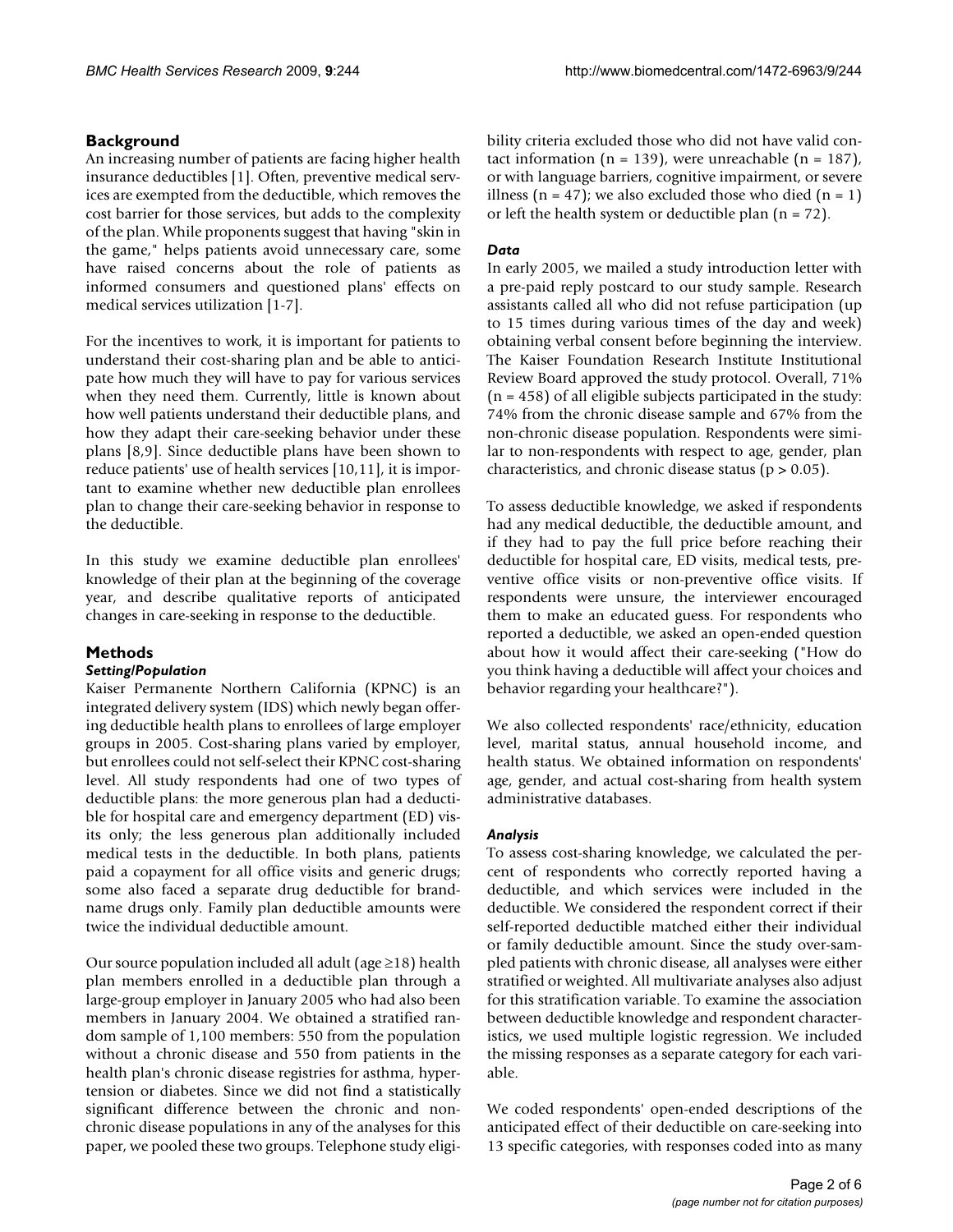## Background

An increasing number of patients are facing higher health insurance deductibles [1]. Often, preventive medical services are exempted from the deductible, which removes the cost barrier for those services, but adds to the complexity of the plan. While proponents suggest that having "skin in the game," helps patients avoid unnecessary care, some have raised concerns about the role of patients as informed consumers and questioned plans' effects on medical services utilization [1-7].

For the incentives to work, it is important for patients to understand their cost-sharing plan and be able to anticipate how much they will have to pay for various services when they need them. Currently, little is known about how well patients understand their deductible plans, and how they adapt their care-seeking behavior under these plans [8,9]. Since deductible plans have been shown to reduce patients' use of health services [10,11], it is important to examine whether new deductible plan enrollees plan to change their care-seeking behavior in response to the deductible.

In this study we examine deductible plan enrollees' knowledge of their plan at the beginning of the coverage year, and describe qualitative reports of anticipated changes in care-seeking in response to the deductible.

## Methods

### *Setting/Population*

Kaiser Permanente Northern California (KPNC) is an integrated delivery system (IDS) which newly began offering deductible health plans to enrollees of large employer groups in 2005. Cost-sharing plans varied by employer, but enrollees could not self-select their KPNC cost-sharing level. All study respondents had one of two types of deductible plans: the more generous plan had a deductible for hospital care and emergency department (ED) visits only; the less generous plan additionally included medical tests in the deductible. In both plans, patients paid a copayment for all office visits and generic drugs; some also faced a separate drug deductible for brand-name drugs only. Family plan deductible amounts were twice the individual deductible amount.

Our source population included all adult (age ≥18) health plan members enrolled in a deductible plan through a large-group employer in January 2005 who had also been members in January 2004. We obtained a stratified random sample of 1,100 members: 550 from the population without a chronic disease and 550 from patients in the health plan's chronic disease registries for asthma, hypertension or diabetes. Since we did not find a statistically significant difference between the chronic and non-chronic disease populations in any of the analyses for this paper, we pooled these two groups. Telephone study eligibility criteria excluded those who did not have valid contact information (n = 139), were unreachable (n = 187), or with language barriers, cognitive impairment, or severe illness (n = 47); we also excluded those who died (n = 1) or left the health system or deductible plan (n = 72).

### *Data*

In early 2005, we mailed a study introduction letter with a pre-paid reply postcard to our study sample. Research assistants called all who did not refuse participation (up to 15 times during various times of the day and week) obtaining verbal consent before beginning the interview. The Kaiser Foundation Research Institute Institutional Review Board approved the study protocol. Overall, 71% (n = 458) of all eligible subjects participated in the study: 74% from the chronic disease sample and 67% from the non-chronic disease population. Respondents were similar to non-respondents with respect to age, gender, plan characteristics, and chronic disease status ($p > 0.05$).

To assess deductible knowledge, we asked if respondents had any medical deductible, the deductible amount, and if they had to pay the full price before reaching their deductible for hospital care, ED visits, medical tests, preventive office visits or non-preventive office visits. If respondents were unsure, the interviewer encouraged them to make an educated guess. For respondents who reported a deductible, we asked an open-ended question about how it would affect their care-seeking ("How do you think having a deductible will affect your choices and behavior regarding your healthcare?").

We also collected respondents' race/ethnicity, education level, marital status, annual household income, and health status. We obtained information on respondents' age, gender, and actual cost-sharing from health system administrative databases.

### *Analysis*

To assess cost-sharing knowledge, we calculated the percent of respondents who correctly reported having a deductible, and which services were included in the deductible. We considered the respondent correct if their self-reported deductible matched either their individual or family deductible amount. Since the study over-sampled patients with chronic disease, all analyses were either stratified or weighted. All multivariate analyses also adjust for this stratification variable. To examine the association between deductible knowledge and respondent characteristics, we used multiple logistic regression. We included the missing responses as a separate category for each variable.

We coded respondents' open-ended descriptions of the anticipated effect of their deductible on care-seeking into 13 specific categories, with responses coded into as many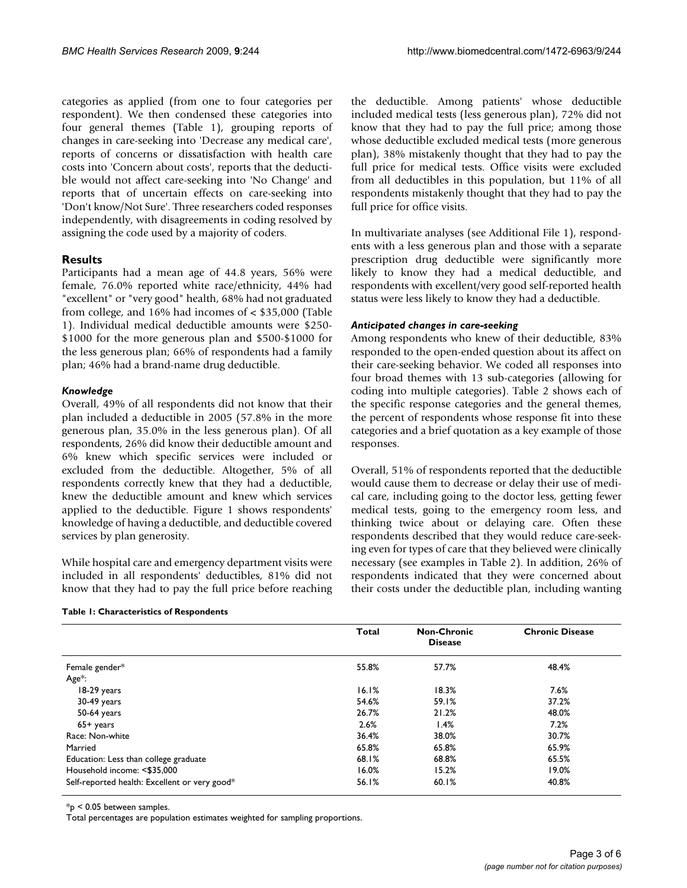categories as applied (from one to four categories per respondent). We then condensed these categories into four general themes (Table 1), grouping reports of changes in care-seeking into 'Decrease any medical care', reports of concerns or dissatisfaction with health care costs into 'Concern about costs', reports that the deductible would not affect care-seeking into 'No Change' and reports that of uncertain effects on care-seeking into 'Don't know/Not Sure'. Three researchers coded responses independently, with disagreements in coding resolved by assigning the code used by a majority of coders.

## Results

Participants had a mean age of 44.8 years, 56% were female, 76.0% reported white race/ethnicity, 44% had "excellent" or "very good" health, 68% had not graduated from college, and 16% had incomes of < $35,000 (Table 1). Individual medical deductible amounts were $250-$1000 for the more generous plan and $500-$1000 for the less generous plan; 66% of respondents had a family plan; 46% had a brand-name drug deductible.

### *Knowledge*

Overall, 49% of all respondents did not know that their plan included a deductible in 2005 (57.8% in the more generous plan, 35.0% in the less generous plan). Of all respondents, 26% did know their deductible amount and 6% knew which specific services were included or excluded from the deductible. Altogether, 5% of all respondents correctly knew that they had a deductible, knew the deductible amount and knew which services applied to the deductible. Figure 1 shows respondents' knowledge of having a deductible, and deductible covered services by plan generosity.

While hospital care and emergency department visits were included in all respondents' deductibles, 81% did not know that they had to pay the full price before reaching the deductible. Among patients' whose deductible included medical tests (less generous plan), 72% did not know that they had to pay the full price; among those whose deductible excluded medical tests (more generous plan), 38% mistakenly thought that they had to pay the full price for medical tests. Office visits were excluded from all deductibles in this population, but 11% of all respondents mistakenly thought that they had to pay the full price for office visits.

In multivariate analyses (see Additional File 1), respondents with a less generous plan and those with a separate prescription drug deductible were significantly more likely to know they had a medical deductible, and respondents with excellent/very good self-reported health status were less likely to know they had a deductible.

### *Anticipated changes in care-seeking*

Among respondents who knew of their deductible, 83% responded to the open-ended question about its affect on their care-seeking behavior. We coded all responses into four broad themes with 13 sub-categories (allowing for coding into multiple categories). Table 2 shows each of the specific response categories and the general themes, the percent of respondents whose response fit into these categories and a brief quotation as a key example of those responses.

Overall, 51% of respondents reported that the deductible would cause them to decrease or delay their use of medical care, including going to the doctor less, getting fewer medical tests, going to the emergency room less, and thinking twice about or delaying care. Often these respondents described that they would reduce care-seeking even for types of care that they believed were clinically necessary (see examples in Table 2). In addition, 26% of respondents indicated that they were concerned about their costs under the deductible plan, including wanting

**Table 1: Characteristics of Respondents**

| | Total | Non-Chronic Disease | Chronic Disease |
|---|---|---|---|
| Female gender* | 55.8% | 57.7% | 48.4% |
| Age*: | | | |
| 18-29 years | 16.1% | 18.3% | 7.6% |
| 30-49 years | 54.6% | 59.1% | 37.2% |
| 50-64 years | 26.7% | 21.2% | 48.0% |
| 65+ years | 2.6% | 1.4% | 7.2% |
| Race: Non-white | 36.4% | 38.0% | 30.7% |
| Married | 65.8% | 65.8% | 65.9% |
| Education: Less than college graduate | 68.1% | 68.8% | 65.5% |
| Household income: <$35,000 | 16.0% | 15.2% | 19.0% |
| Self-reported health: Excellent or very good* | 56.1% | 60.1% | 40.8% |

*$p < 0.05$ between samples.

Total percentages are population estimates weighted for sampling proportions.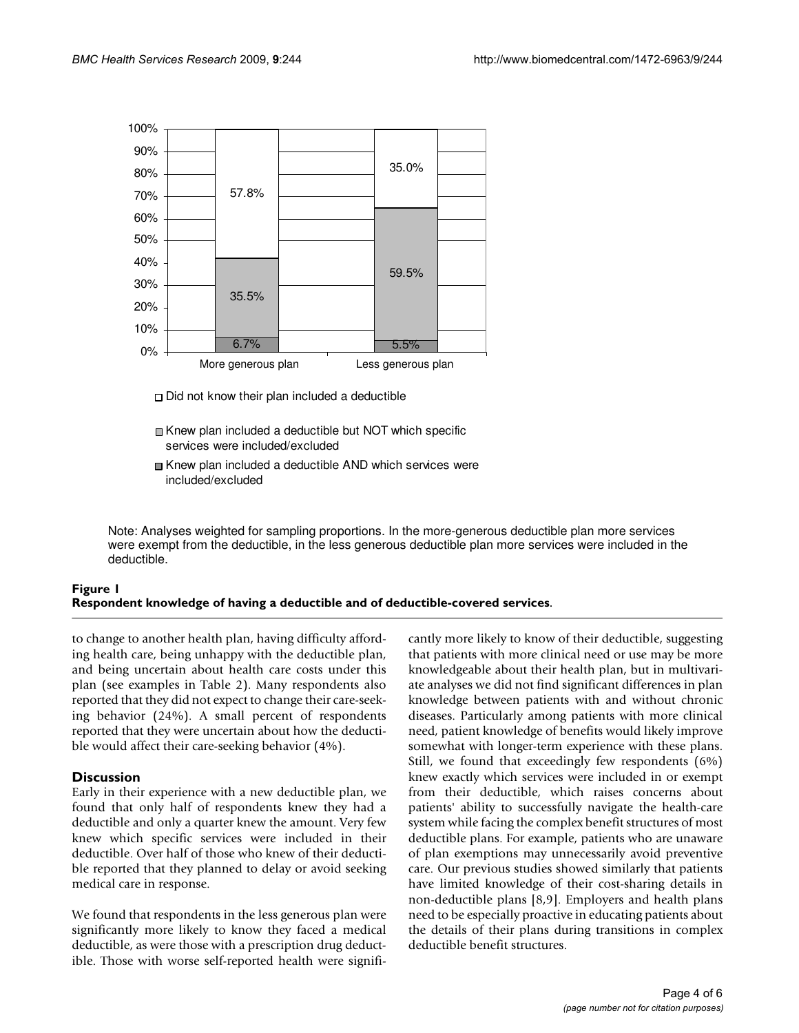Note: Analyses weighted for sampling proportions. In the more-generous deductible plan more services were exempt from the deductible, in the less generous deductible plan more services were included in the deductible.

**Figure 1**
**Respondent knowledge of having a deductible and of deductible-covered services.**

to change to another health plan, having difficulty affording health care, being unhappy with the deductible plan, and being uncertain about health care costs under this plan (see examples in Table 2). Many respondents also reported that they did not expect to change their care-seeking behavior (24%). A small percent of respondents reported that they were uncertain about how the deductible would affect their care-seeking behavior (4%).

## Discussion

Early in their experience with a new deductible plan, we found that only half of respondents knew they had a deductible and only a quarter knew the amount. Very few knew which specific services were included in their deductible. Over half of those who knew of their deductible reported that they planned to delay or avoid seeking medical care in response.

We found that respondents in the less generous plan were significantly more likely to know they faced a medical deductible, as were those with a prescription drug deductible. Those with worse self-reported health were significantly more likely to know of their deductible, suggesting that patients with more clinical need or use may be more knowledgeable about their health plan, but in multivariate analyses we did not find significant differences in plan knowledge between patients with and without chronic diseases. Particularly among patients with more clinical need, patient knowledge of benefits would likely improve somewhat with longer-term experience with these plans. Still, we found that exceedingly few respondents (6%) knew exactly which services were included in or exempt from their deductible, which raises concerns about patients' ability to successfully navigate the health-care system while facing the complex benefit structures of most deductible plans. For example, patients who are unaware of plan exemptions may unnecessarily avoid preventive care. Our previous studies showed similarly that patients have limited knowledge of their cost-sharing details in non-deductible plans [8,9]. Employers and health plans need to be especially proactive in educating patients about the details of their plans during transitions in complex deductible benefit structures.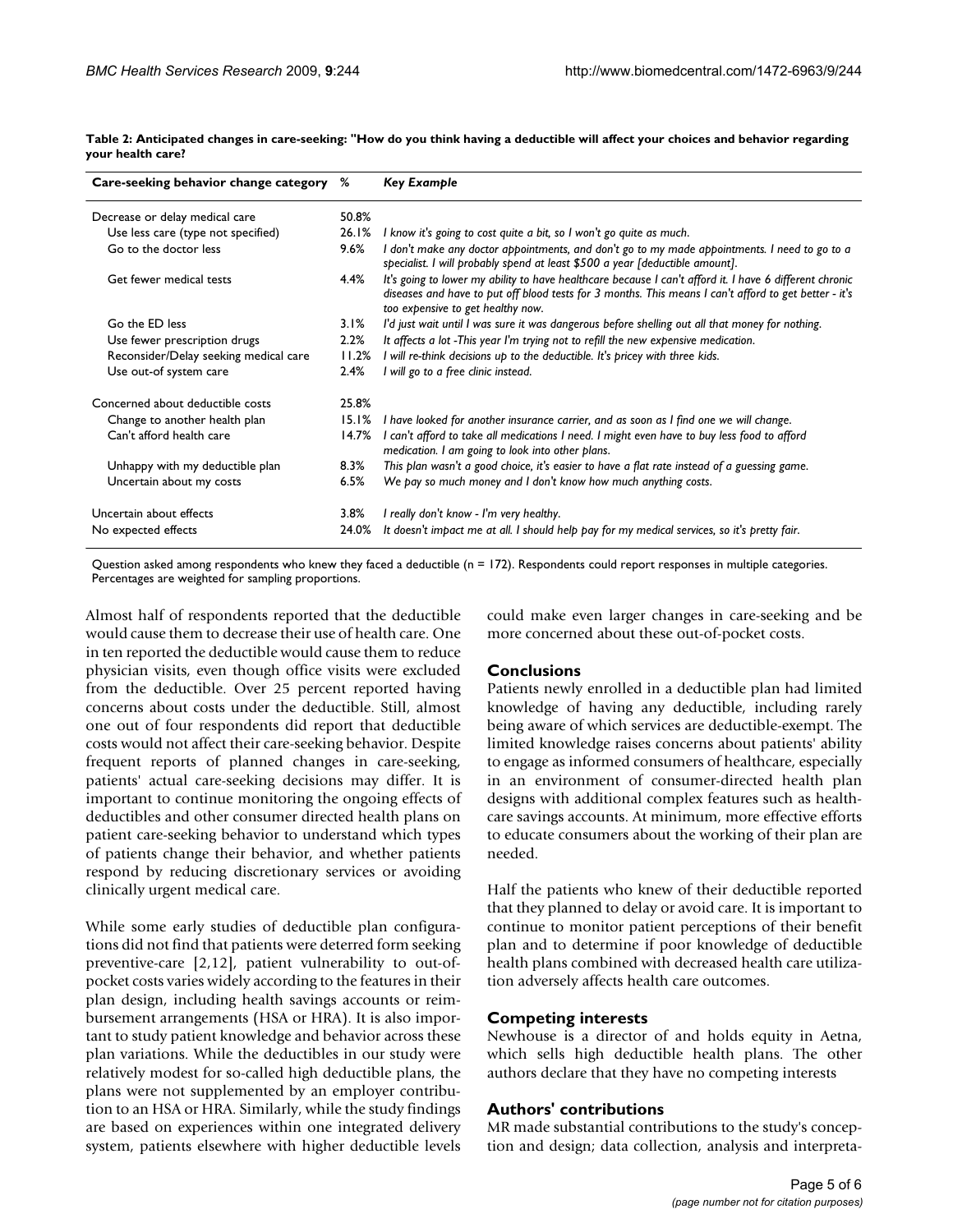**Table 2: Anticipated changes in care-seeking: "How do you think having a deductible will affect your choices and behavior regarding your health care?**

| Care-seeking behavior change category | % | *Key Example* |
|---|---|---|
| Decrease or delay medical care | 50.8% | |
| Use less care (type not specified) | 26.1% | *I know it's going to cost quite a bit, so I won't go quite as much.* |
| Go to the doctor less | 9.6% | *I don't make any doctor appointments, and don't go to my made appointments. I need to go to a specialist. I will probably spend at least $500 a year [deductible amount].* |
| Get fewer medical tests | 4.4% | *It's going to lower my ability to have healthcare because I can't afford it. I have 6 different chronic diseases and have to put off blood tests for 3 months. This means I can't afford to get better - it's too expensive to get healthy now.* |
| Go the ED less | 3.1% | *I'd just wait until I was sure it was dangerous before shelling out all that money for nothing.* |
| Use fewer prescription drugs | 2.2% | *It affects a lot -This year I'm trying not to refill the new expensive medication.* |
| Reconsider/Delay seeking medical care | 11.2% | *I will re-think decisions up to the deductible. It's pricey with three kids.* |
| Use out-of system care | 2.4% | *I will go to a free clinic instead.* |
| Concerned about deductible costs | 25.8% | |
| Change to another health plan | 15.1% | *I have looked for another insurance carrier, and as soon as I find one we will change.* |
| Can't afford health care | 14.7% | *I can't afford to take all medications I need. I might even have to buy less food to afford medication. I am going to look into other plans.* |
| Unhappy with my deductible plan | 8.3% | *This plan wasn't a good choice, it's easier to have a flat rate instead of a guessing game.* |
| Uncertain about my costs | 6.5% | *We pay so much money and I don't know how much anything costs.* |
| Uncertain about effects | 3.8% | *I really don't know - I'm very healthy.* |
| No expected effects | 24.0% | *It doesn't impact me at all. I should help pay for my medical services, so it's pretty fair.* |

Question asked among respondents who knew they faced a deductible (n = 172). Respondents could report responses in multiple categories. Percentages are weighted for sampling proportions.

Almost half of respondents reported that the deductible would cause them to decrease their use of health care. One in ten reported the deductible would cause them to reduce physician visits, even though office visits were excluded from the deductible. Over 25 percent reported having concerns about costs under the deductible. Still, almost one out of four respondents did report that deductible costs would not affect their care-seeking behavior. Despite frequent reports of planned changes in care-seeking, patients' actual care-seeking decisions may differ. It is important to continue monitoring the ongoing effects of deductibles and other consumer directed health plans on patient care-seeking behavior to understand which types of patients change their behavior, and whether patients respond by reducing discretionary services or avoiding clinically urgent medical care.

While some early studies of deductible plan configurations did not find that patients were deterred form seeking preventive-care [2,12], patient vulnerability to out-of-pocket costs varies widely according to the features in their plan design, including health savings accounts or reimbursement arrangements (HSA or HRA). It is also important to study patient knowledge and behavior across these plan variations. While the deductibles in our study were relatively modest for so-called high deductible plans, the plans were not supplemented by an employer contribution to an HSA or HRA. Similarly, while the study findings are based on experiences within one integrated delivery system, patients elsewhere with higher deductible levels could make even larger changes in care-seeking and be more concerned about these out-of-pocket costs.

## Conclusions

Patients newly enrolled in a deductible plan had limited knowledge of having any deductible, including rarely being aware of which services are deductible-exempt. The limited knowledge raises concerns about patients' ability to engage as informed consumers of healthcare, especially in an environment of consumer-directed health plan designs with additional complex features such as health-care savings accounts. At minimum, more effective efforts to educate consumers about the working of their plan are needed.

Half the patients who knew of their deductible reported that they planned to delay or avoid care. It is important to continue to monitor patient perceptions of their benefit plan and to determine if poor knowledge of deductible health plans combined with decreased health care utilization adversely affects health care outcomes.

## Competing interests

Newhouse is a director of and holds equity in Aetna, which sells high deductible health plans. The other authors declare that they have no competing interests

## Authors' contributions

MR made substantial contributions to the study's conception and design; data collection, analysis and interpreta-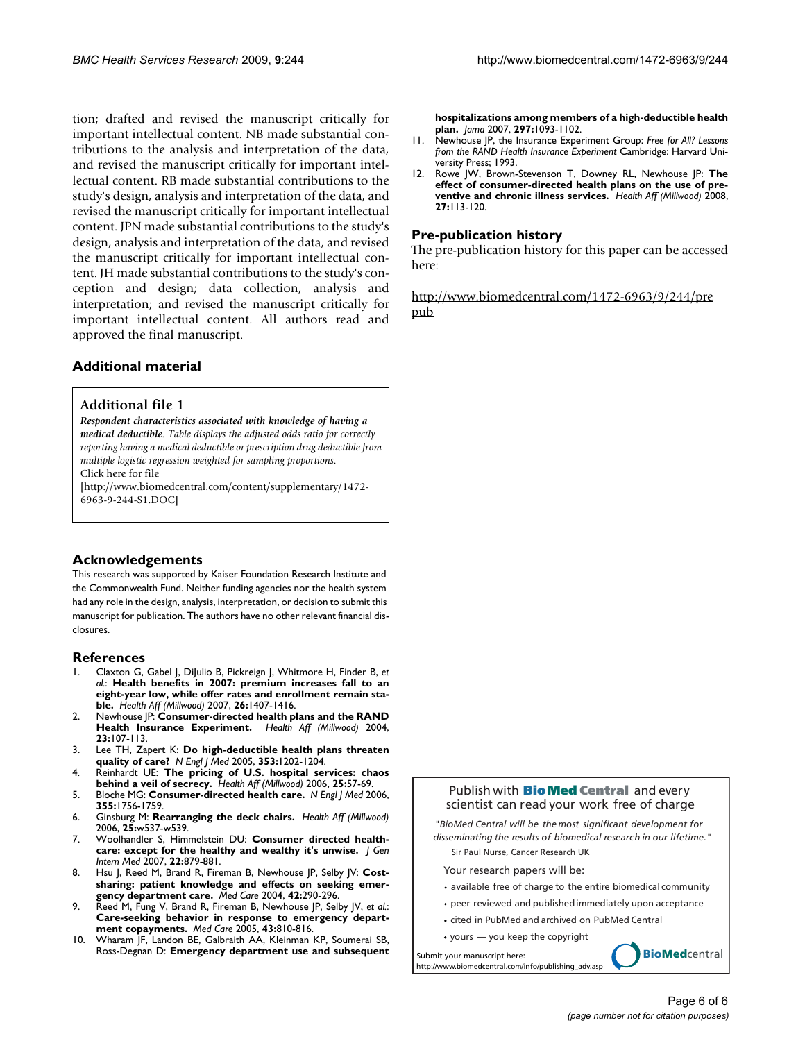tion; drafted and revised the manuscript critically for important intellectual content. NB made substantial contributions to the analysis and interpretation of the data, and revised the manuscript critically for important intellectual content. RB made substantial contributions to the study's design, analysis and interpretation of the data, and revised the manuscript critically for important intellectual content. JPN made substantial contributions to the study's design, analysis and interpretation of the data, and revised the manuscript critically for important intellectual content. JH made substantial contributions to the study's conception and design; data collection, analysis and interpretation; and revised the manuscript critically for important intellectual content. All authors read and approved the final manuscript.

## Additional material

### Additional file 1

***Respondent characteristics associated with knowledge of having a medical deductible****. Table displays the adjusted odds ratio for correctly reporting having a medical deductible or prescription drug deductible from multiple logistic regression weighted for sampling proportions.*
Click here for file
[http://www.biomedcentral.com/content/supplementary/1472-6963-9-244-S1.DOC]

## Acknowledgements

This research was supported by Kaiser Foundation Research Institute and the Commonwealth Fund. Neither funding agencies nor the health system had any role in the design, analysis, interpretation, or decision to submit this manuscript for publication. The authors have no other relevant financial disclosures.

## References

1. Claxton G, Gabel J, DiJulio B, Pickreign J, Whitmore H, Finder B, *et al.*: **Health benefits in 2007: premium increases fall to an eight-year low, while offer rates and enrollment remain stable.** *Health Aff (Millwood)* 2007, **26:**1407-1416.
2. Newhouse JP: **Consumer-directed health plans and the RAND Health Insurance Experiment.** *Health Aff (Millwood)* 2004, **23:**107-113.
3. Lee TH, Zapert K: **Do high-deductible health plans threaten quality of care?** *N Engl J Med* 2005, **353:**1202-1204.
4. Reinhardt UE: **The pricing of U.S. hospital services: chaos behind a veil of secrecy.** *Health Aff (Millwood)* 2006, **25:**57-69.
5. Bloche MG: **Consumer-directed health care.** *N Engl J Med* 2006, **355:**1756-1759.
6. Ginsburg M: **Rearranging the deck chairs.** *Health Aff (Millwood)* 2006, **25:**w537-w539.
7. Woolhandler S, Himmelstein DU: **Consumer directed healthcare: except for the healthy and wealthy it's unwise.** *J Gen Intern Med* 2007, **22:**879-881.
8. Hsu J, Reed M, Brand R, Fireman B, Newhouse JP, Selby JV: **Cost-sharing: patient knowledge and effects on seeking emergency department care.** *Med Care* 2004, **42:**290-296.
9. Reed M, Fung V, Brand R, Fireman B, Newhouse JP, Selby JV, *et al.*: **Care-seeking behavior in response to emergency department copayments.** *Med Care* 2005, **43:**810-816.
10. Wharam JF, Landon BE, Galbraith AA, Kleinman KP, Soumerai SB, Ross-Degnan D: **Emergency department use and subsequent hospitalizations among members of a high-deductible health plan.** *Jama* 2007, **297:**1093-1102.
11. Newhouse JP, the Insurance Experiment Group: *Free for All? Lessons from the RAND Health Insurance Experiment* Cambridge: Harvard University Press; 1993.
12. Rowe JW, Brown-Stevenson T, Downey RL, Newhouse JP: **The effect of consumer-directed health plans on the use of preventive and chronic illness services.** *Health Aff (Millwood)* 2008, **27:**113-120.

## Pre-publication history

The pre-publication history for this paper can be accessed here:

http://www.biomedcentral.com/1472-6963/9/244/prepub

Publish with **BioMed Central** and every scientist can read your work free of charge

*"BioMed Central will be the most significant development for disseminating the results of biomedical research in our lifetime."*
Sir Paul Nurse, Cancer Research UK

Your research papers will be:

- available free of charge to the entire biomedical community
- peer reviewed and published immediately upon acceptance
- cited in PubMed and archived on PubMed Central
- yours — you keep the copyright

Submit your manuscript here:
http://www.biomedcentral.com/info/publishing_adv.asp

BioMedcentral